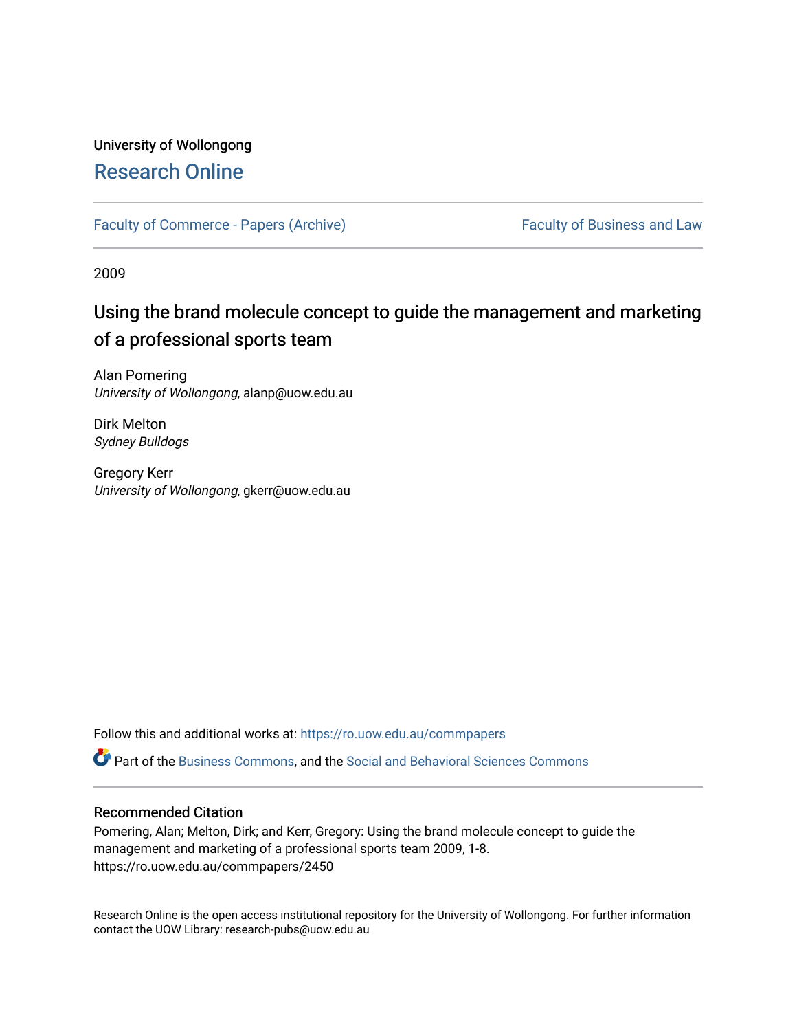University of Wollongong

# Research Online

Faculty of Commerce - Papers (Archive) | Faculty of Business and Law

2009

## Using the brand molecule concept to guide the management and marketing of a professional sports team

Alan Pomering
*University of Wollongong*, alanp@uow.edu.au

Dirk Melton
*Sydney Bulldogs*

Gregory Kerr
*University of Wollongong*, gkerr@uow.edu.au

Follow this and additional works at: https://ro.uow.edu.au/commpapers

Part of the Business Commons, and the Social and Behavioral Sciences Commons

### Recommended Citation

Pomering, Alan; Melton, Dirk; and Kerr, Gregory: Using the brand molecule concept to guide the management and marketing of a professional sports team 2009, 1-8.
https://ro.uow.edu.au/commpapers/2450

Research Online is the open access institutional repository for the University of Wollongong. For further information contact the UOW Library: research-pubs@uow.edu.au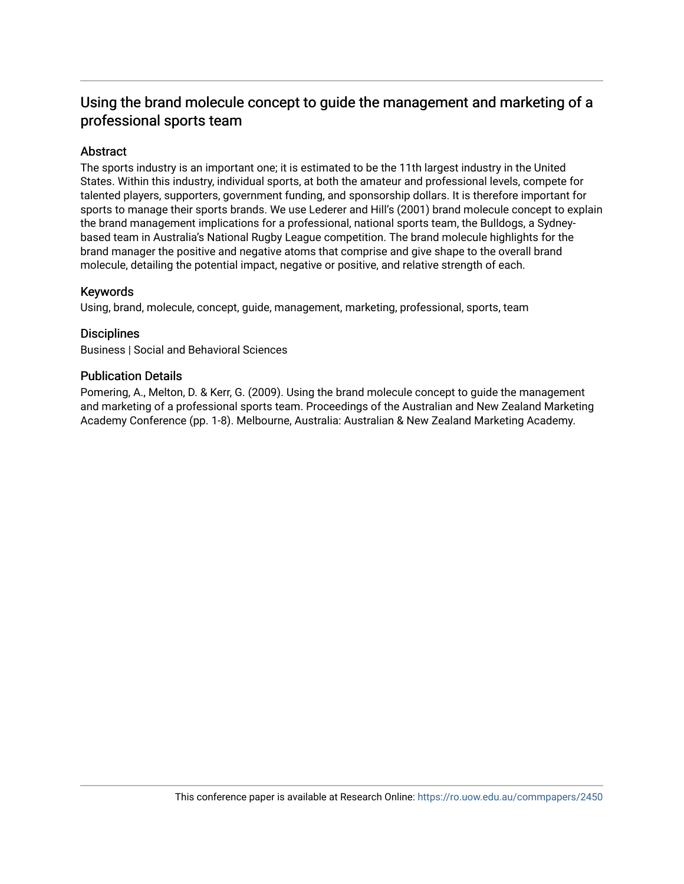# Using the brand molecule concept to guide the management and marketing of a professional sports team

## Abstract

The sports industry is an important one; it is estimated to be the 11th largest industry in the United States. Within this industry, individual sports, at both the amateur and professional levels, compete for talented players, supporters, government funding, and sponsorship dollars. It is therefore important for sports to manage their sports brands. We use Lederer and Hill's (2001) brand molecule concept to explain the brand management implications for a professional, national sports team, the Bulldogs, a Sydney-based team in Australia's National Rugby League competition. The brand molecule highlights for the brand manager the positive and negative atoms that comprise and give shape to the overall brand molecule, detailing the potential impact, negative or positive, and relative strength of each.

## Keywords

Using, brand, molecule, concept, guide, management, marketing, professional, sports, team

## Disciplines

Business | Social and Behavioral Sciences

## Publication Details

Pomering, A., Melton, D. & Kerr, G. (2009). Using the brand molecule concept to guide the management and marketing of a professional sports team. Proceedings of the Australian and New Zealand Marketing Academy Conference (pp. 1-8). Melbourne, Australia: Australian & New Zealand Marketing Academy.

This conference paper is available at Research Online: https://ro.uow.edu.au/commpapers/2450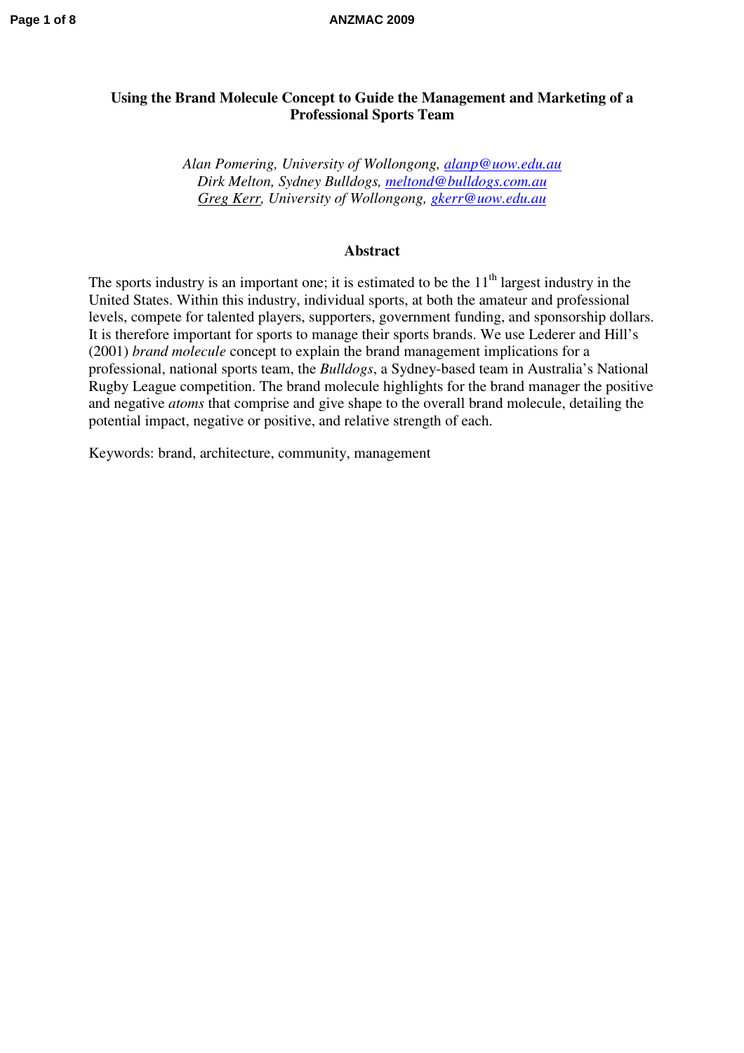# Using the Brand Molecule Concept to Guide the Management and Marketing of a Professional Sports Team

*Alan Pomering, University of Wollongong, alanp@uow.edu.au*
*Dirk Melton, Sydney Bulldogs, meltond@bulldogs.com.au*
*Greg Kerr, University of Wollongong, gkerr@uow.edu.au*

## Abstract

The sports industry is an important one; it is estimated to be the 11th largest industry in the United States. Within this industry, individual sports, at both the amateur and professional levels, compete for talented players, supporters, government funding, and sponsorship dollars. It is therefore important for sports to manage their sports brands. We use Lederer and Hill's (2001) *brand molecule* concept to explain the brand management implications for a professional, national sports team, the *Bulldogs*, a Sydney-based team in Australia's National Rugby League competition. The brand molecule highlights for the brand manager the positive and negative *atoms* that comprise and give shape to the overall brand molecule, detailing the potential impact, negative or positive, and relative strength of each.

Keywords: brand, architecture, community, management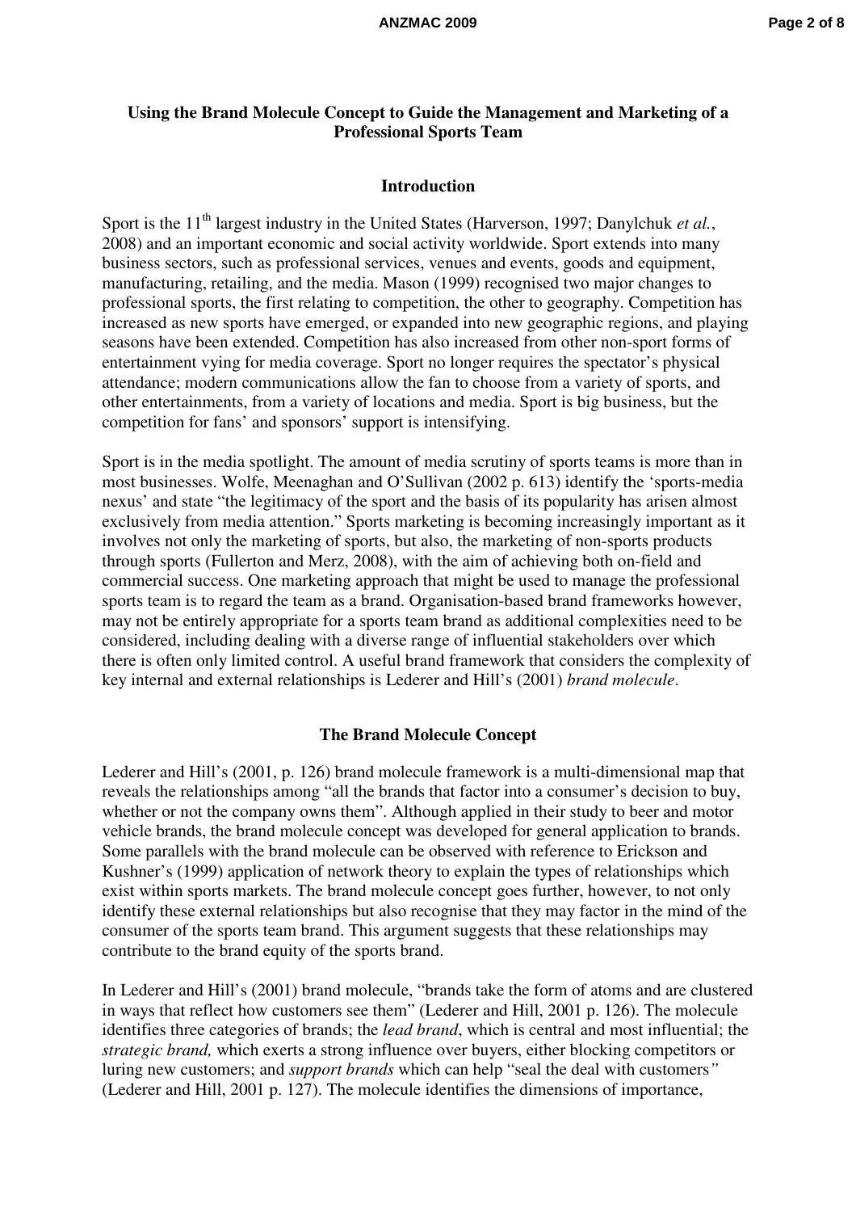**Using the Brand Molecule Concept to Guide the Management and Marketing of a Professional Sports Team**

## Introduction

Sport is the 11th largest industry in the United States (Harverson, 1997; Danylchuk *et al.*, 2008) and an important economic and social activity worldwide. Sport extends into many business sectors, such as professional services, venues and events, goods and equipment, manufacturing, retailing, and the media. Mason (1999) recognised two major changes to professional sports, the first relating to competition, the other to geography. Competition has increased as new sports have emerged, or expanded into new geographic regions, and playing seasons have been extended. Competition has also increased from other non-sport forms of entertainment vying for media coverage. Sport no longer requires the spectator's physical attendance; modern communications allow the fan to choose from a variety of sports, and other entertainments, from a variety of locations and media. Sport is big business, but the competition for fans' and sponsors' support is intensifying.

Sport is in the media spotlight. The amount of media scrutiny of sports teams is more than in most businesses. Wolfe, Meenaghan and O'Sullivan (2002 p. 613) identify the 'sports-media nexus' and state "the legitimacy of the sport and the basis of its popularity has arisen almost exclusively from media attention." Sports marketing is becoming increasingly important as it involves not only the marketing of sports, but also, the marketing of non-sports products through sports (Fullerton and Merz, 2008), with the aim of achieving both on-field and commercial success. One marketing approach that might be used to manage the professional sports team is to regard the team as a brand. Organisation-based brand frameworks however, may not be entirely appropriate for a sports team brand as additional complexities need to be considered, including dealing with a diverse range of influential stakeholders over which there is often only limited control. A useful brand framework that considers the complexity of key internal and external relationships is Lederer and Hill's (2001) *brand molecule*.

## The Brand Molecule Concept

Lederer and Hill's (2001, p. 126) brand molecule framework is a multi-dimensional map that reveals the relationships among "all the brands that factor into a consumer's decision to buy, whether or not the company owns them". Although applied in their study to beer and motor vehicle brands, the brand molecule concept was developed for general application to brands. Some parallels with the brand molecule can be observed with reference to Erickson and Kushner's (1999) application of network theory to explain the types of relationships which exist within sports markets. The brand molecule concept goes further, however, to not only identify these external relationships but also recognise that they may factor in the mind of the consumer of the sports team brand. This argument suggests that these relationships may contribute to the brand equity of the sports brand.

In Lederer and Hill's (2001) brand molecule, "brands take the form of atoms and are clustered in ways that reflect how customers see them" (Lederer and Hill, 2001 p. 126). The molecule identifies three categories of brands; the *lead brand*, which is central and most influential; the *strategic brand,* which exerts a strong influence over buyers, either blocking competitors or luring new customers; and *support brands* which can help "seal the deal with customers*"* (Lederer and Hill, 2001 p. 127). The molecule identifies the dimensions of importance,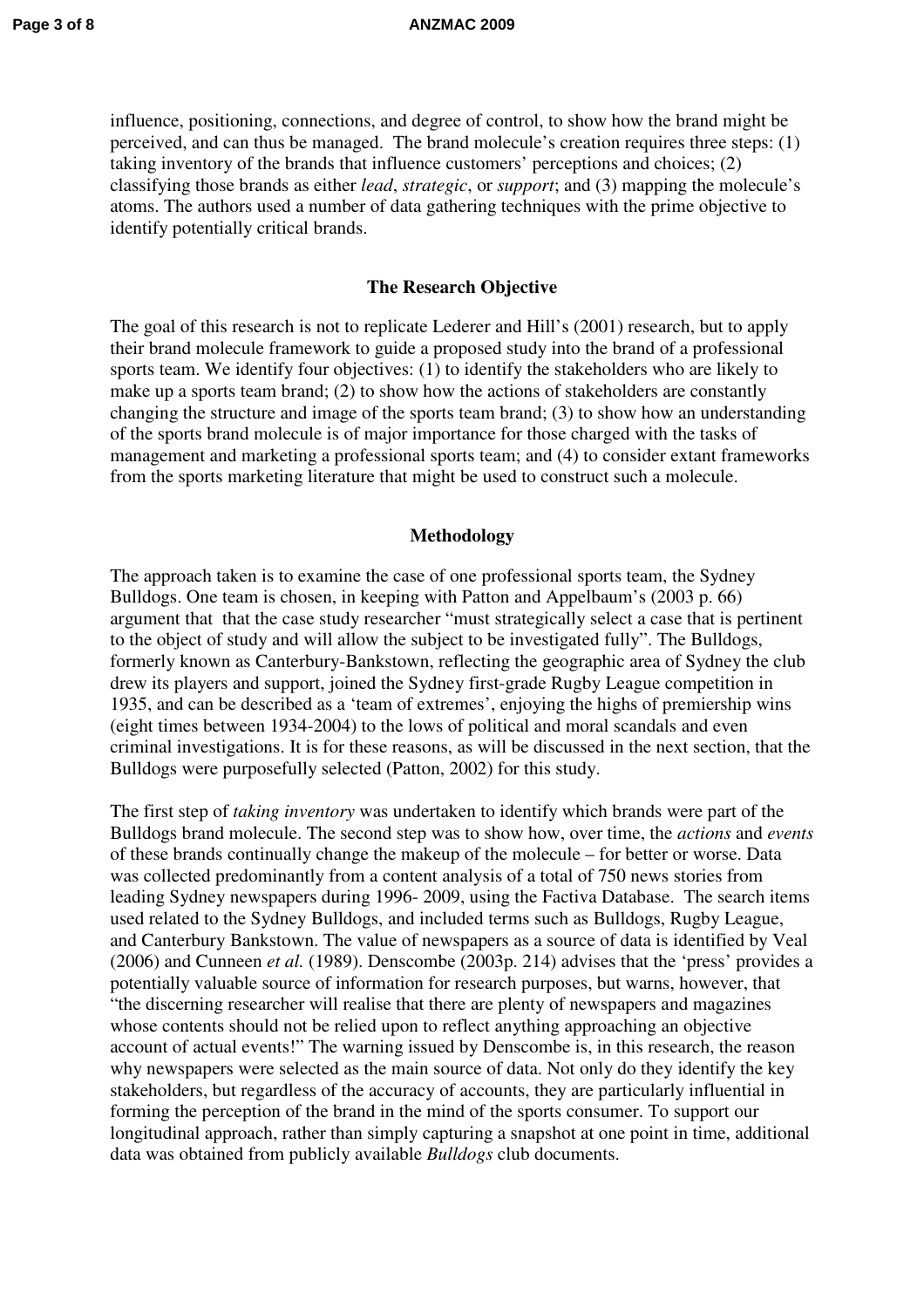influence, positioning, connections, and degree of control, to show how the brand might be perceived, and can thus be managed. The brand molecule's creation requires three steps: (1) taking inventory of the brands that influence customers' perceptions and choices; (2) classifying those brands as either *lead*, *strategic*, or *support*; and (3) mapping the molecule's atoms. The authors used a number of data gathering techniques with the prime objective to identify potentially critical brands.

## The Research Objective

The goal of this research is not to replicate Lederer and Hill's (2001) research, but to apply their brand molecule framework to guide a proposed study into the brand of a professional sports team. We identify four objectives: (1) to identify the stakeholders who are likely to make up a sports team brand; (2) to show how the actions of stakeholders are constantly changing the structure and image of the sports team brand; (3) to show how an understanding of the sports brand molecule is of major importance for those charged with the tasks of management and marketing a professional sports team; and (4) to consider extant frameworks from the sports marketing literature that might be used to construct such a molecule.

## Methodology

The approach taken is to examine the case of one professional sports team, the Sydney Bulldogs. One team is chosen, in keeping with Patton and Appelbaum's (2003 p. 66) argument that that the case study researcher "must strategically select a case that is pertinent to the object of study and will allow the subject to be investigated fully". The Bulldogs, formerly known as Canterbury-Bankstown, reflecting the geographic area of Sydney the club drew its players and support, joined the Sydney first-grade Rugby League competition in 1935, and can be described as a 'team of extremes', enjoying the highs of premiership wins (eight times between 1934-2004) to the lows of political and moral scandals and even criminal investigations. It is for these reasons, as will be discussed in the next section, that the Bulldogs were purposefully selected (Patton, 2002) for this study.

The first step of *taking inventory* was undertaken to identify which brands were part of the Bulldogs brand molecule. The second step was to show how, over time, the *actions* and *events* of these brands continually change the makeup of the molecule – for better or worse. Data was collected predominantly from a content analysis of a total of 750 news stories from leading Sydney newspapers during 1996- 2009, using the Factiva Database. The search items used related to the Sydney Bulldogs, and included terms such as Bulldogs, Rugby League, and Canterbury Bankstown. The value of newspapers as a source of data is identified by Veal (2006) and Cunneen *et al.* (1989). Denscombe (2003p. 214) advises that the 'press' provides a potentially valuable source of information for research purposes, but warns, however, that "the discerning researcher will realise that there are plenty of newspapers and magazines whose contents should not be relied upon to reflect anything approaching an objective account of actual events!" The warning issued by Denscombe is, in this research, the reason why newspapers were selected as the main source of data. Not only do they identify the key stakeholders, but regardless of the accuracy of accounts, they are particularly influential in forming the perception of the brand in the mind of the sports consumer. To support our longitudinal approach, rather than simply capturing a snapshot at one point in time, additional data was obtained from publicly available *Bulldogs* club documents.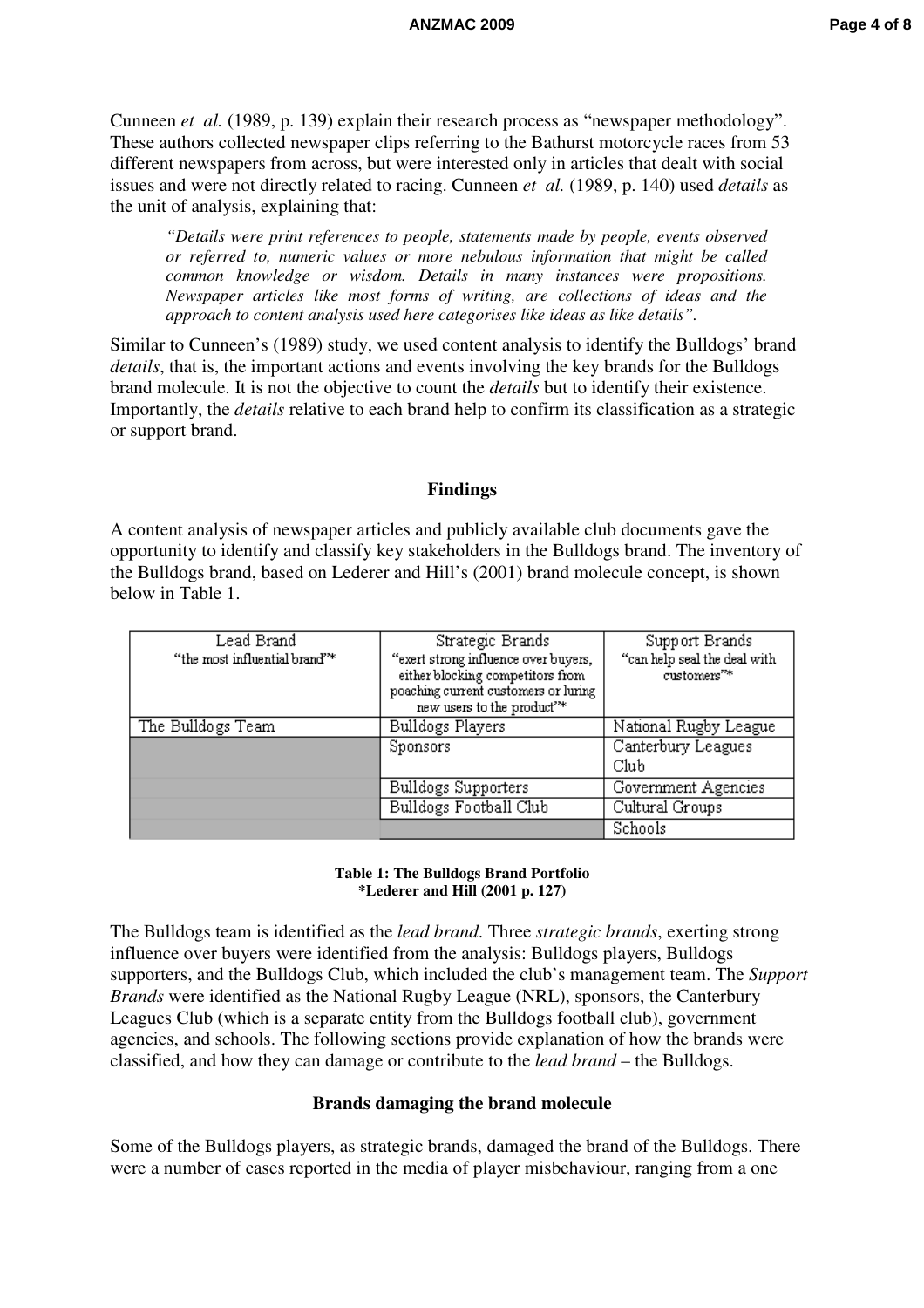Cunneen *et al.* (1989, p. 139) explain their research process as "newspaper methodology". These authors collected newspaper clips referring to the Bathurst motorcycle races from 53 different newspapers from across, but were interested only in articles that dealt with social issues and were not directly related to racing. Cunneen *et al.* (1989, p. 140) used *details* as the unit of analysis, explaining that:

> *"Details were print references to people, statements made by people, events observed or referred to, numeric values or more nebulous information that might be called common knowledge or wisdom. Details in many instances were propositions. Newspaper articles like most forms of writing, are collections of ideas and the approach to content analysis used here categorises like ideas as like details".*

Similar to Cunneen's (1989) study, we used content analysis to identify the Bulldogs' brand *details*, that is, the important actions and events involving the key brands for the Bulldogs brand molecule. It is not the objective to count the *details* but to identify their existence. Importantly, the *details* relative to each brand help to confirm its classification as a strategic or support brand.

## Findings

A content analysis of newspaper articles and publicly available club documents gave the opportunity to identify and classify key stakeholders in the Bulldogs brand. The inventory of the Bulldogs brand, based on Lederer and Hill's (2001) brand molecule concept, is shown below in Table 1.

| Lead Brand "the most influential brand"* | Strategic Brands "exert strong influence over buyers, either blocking competitors from poaching current customers or luring new users to the product"* | Support Brands "can help seal the deal with customers"* |
|---|---|---|
| The Bulldogs Team | Bulldogs Players | National Rugby League |
| | Sponsors | Canterbury Leagues Club |
| | Bulldogs Supporters | Government Agencies |
| | Bulldogs Football Club | Cultural Groups |
| | | Schools |

**Table 1: The Bulldogs Brand Portfolio**
**\*Lederer and Hill (2001 p. 127)**

The Bulldogs team is identified as the *lead brand*. Three *strategic brands*, exerting strong influence over buyers were identified from the analysis: Bulldogs players, Bulldogs supporters, and the Bulldogs Club, which included the club's management team. The *Support Brands* were identified as the National Rugby League (NRL), sponsors, the Canterbury Leagues Club (which is a separate entity from the Bulldogs football club), government agencies, and schools. The following sections provide explanation of how the brands were classified, and how they can damage or contribute to the *lead brand* – the Bulldogs.

### Brands damaging the brand molecule

Some of the Bulldogs players, as strategic brands, damaged the brand of the Bulldogs. There were a number of cases reported in the media of player misbehaviour, ranging from a one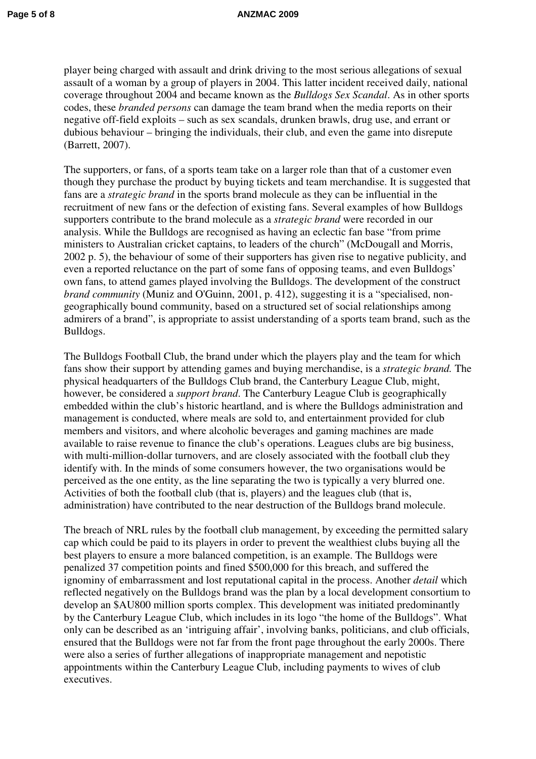player being charged with assault and drink driving to the most serious allegations of sexual assault of a woman by a group of players in 2004. This latter incident received daily, national coverage throughout 2004 and became known as the *Bulldogs Sex Scandal*. As in other sports codes, these *branded persons* can damage the team brand when the media reports on their negative off-field exploits – such as sex scandals, drunken brawls, drug use, and errant or dubious behaviour – bringing the individuals, their club, and even the game into disrepute (Barrett, 2007).

The supporters, or fans, of a sports team take on a larger role than that of a customer even though they purchase the product by buying tickets and team merchandise. It is suggested that fans are a *strategic brand* in the sports brand molecule as they can be influential in the recruitment of new fans or the defection of existing fans. Several examples of how Bulldogs supporters contribute to the brand molecule as a *strategic brand* were recorded in our analysis. While the Bulldogs are recognised as having an eclectic fan base "from prime ministers to Australian cricket captains, to leaders of the church" (McDougall and Morris, 2002 p. 5), the behaviour of some of their supporters has given rise to negative publicity, and even a reported reluctance on the part of some fans of opposing teams, and even Bulldogs' own fans, to attend games played involving the Bulldogs. The development of the construct *brand community* (Muniz and O'Guinn, 2001, p. 412), suggesting it is a "specialised, non-geographically bound community, based on a structured set of social relationships among admirers of a brand", is appropriate to assist understanding of a sports team brand, such as the Bulldogs.

The Bulldogs Football Club, the brand under which the players play and the team for which fans show their support by attending games and buying merchandise, is a *strategic brand.* The physical headquarters of the Bulldogs Club brand, the Canterbury League Club, might, however, be considered a *support brand*. The Canterbury League Club is geographically embedded within the club's historic heartland, and is where the Bulldogs administration and management is conducted, where meals are sold to, and entertainment provided for club members and visitors, and where alcoholic beverages and gaming machines are made available to raise revenue to finance the club's operations. Leagues clubs are big business, with multi-million-dollar turnovers, and are closely associated with the football club they identify with. In the minds of some consumers however, the two organisations would be perceived as the one entity, as the line separating the two is typically a very blurred one. Activities of both the football club (that is, players) and the leagues club (that is, administration) have contributed to the near destruction of the Bulldogs brand molecule.

The breach of NRL rules by the football club management, by exceeding the permitted salary cap which could be paid to its players in order to prevent the wealthiest clubs buying all the best players to ensure a more balanced competition, is an example. The Bulldogs were penalized 37 competition points and fined $500,000 for this breach, and suffered the ignominy of embarrassment and lost reputational capital in the process. Another *detail* which reflected negatively on the Bulldogs brand was the plan by a local development consortium to develop an $AU800 million sports complex. This development was initiated predominantly by the Canterbury League Club, which includes in its logo "the home of the Bulldogs". What only can be described as an 'intriguing affair', involving banks, politicians, and club officials, ensured that the Bulldogs were not far from the front page throughout the early 2000s. There were also a series of further allegations of inappropriate management and nepotistic appointments within the Canterbury League Club, including payments to wives of club executives.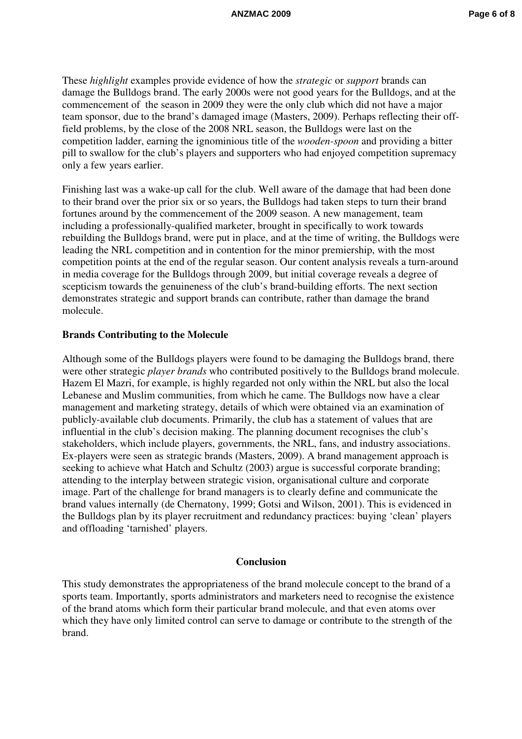These *highlight* examples provide evidence of how the *strategic* or *support* brands can damage the Bulldogs brand. The early 2000s were not good years for the Bulldogs, and at the commencement of the season in 2009 they were the only club which did not have a major team sponsor, due to the brand's damaged image (Masters, 2009). Perhaps reflecting their off-field problems, by the close of the 2008 NRL season, the Bulldogs were last on the competition ladder, earning the ignominious title of the *wooden-spoon* and providing a bitter pill to swallow for the club's players and supporters who had enjoyed competition supremacy only a few years earlier.

Finishing last was a wake-up call for the club. Well aware of the damage that had been done to their brand over the prior six or so years, the Bulldogs had taken steps to turn their brand fortunes around by the commencement of the 2009 season. A new management, team including a professionally-qualified marketer, brought in specifically to work towards rebuilding the Bulldogs brand, were put in place, and at the time of writing, the Bulldogs were leading the NRL competition and in contention for the minor premiership, with the most competition points at the end of the regular season. Our content analysis reveals a turn-around in media coverage for the Bulldogs through 2009, but initial coverage reveals a degree of scepticism towards the genuineness of the club's brand-building efforts. The next section demonstrates strategic and support brands can contribute, rather than damage the brand molecule.

**Brands Contributing to the Molecule**

Although some of the Bulldogs players were found to be damaging the Bulldogs brand, there were other strategic *player brands* who contributed positively to the Bulldogs brand molecule. Hazem El Mazri, for example, is highly regarded not only within the NRL but also the local Lebanese and Muslim communities, from which he came. The Bulldogs now have a clear management and marketing strategy, details of which were obtained via an examination of publicly-available club documents. Primarily, the club has a statement of values that are influential in the club's decision making. The planning document recognises the club's stakeholders, which include players, governments, the NRL, fans, and industry associations. Ex-players were seen as strategic brands (Masters, 2009). A brand management approach is seeking to achieve what Hatch and Schultz (2003) argue is successful corporate branding; attending to the interplay between strategic vision, organisational culture and corporate image. Part of the challenge for brand managers is to clearly define and communicate the brand values internally (de Chernatony, 1999; Gotsi and Wilson, 2001). This is evidenced in the Bulldogs plan by its player recruitment and redundancy practices: buying 'clean' players and offloading 'tarnished' players.

## Conclusion

This study demonstrates the appropriateness of the brand molecule concept to the brand of a sports team. Importantly, sports administrators and marketers need to recognise the existence of the brand atoms which form their particular brand molecule, and that even atoms over which they have only limited control can serve to damage or contribute to the strength of the brand.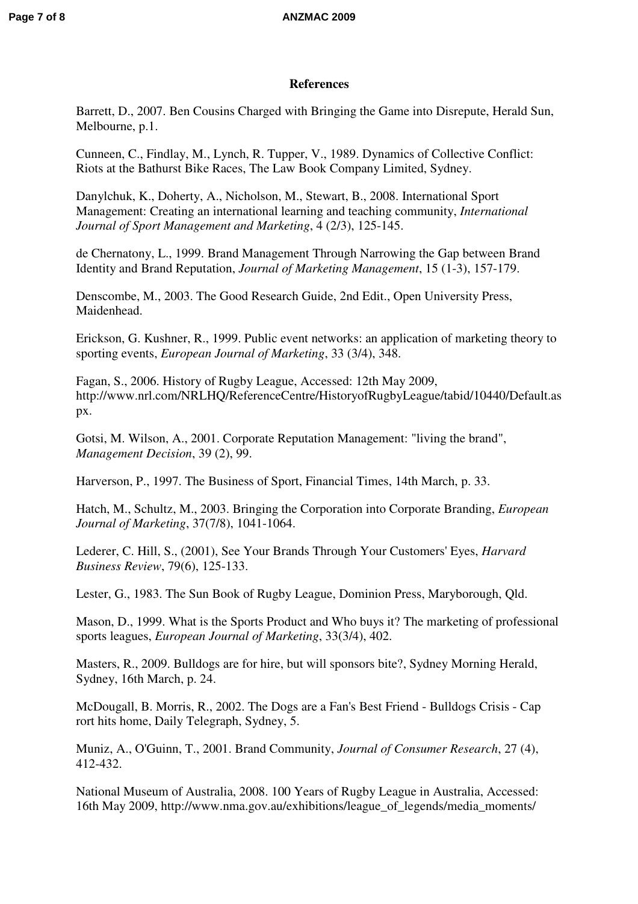## References

Barrett, D., 2007. Ben Cousins Charged with Bringing the Game into Disrepute, Herald Sun, Melbourne, p.1.

Cunneen, C., Findlay, M., Lynch, R. Tupper, V., 1989. Dynamics of Collective Conflict: Riots at the Bathurst Bike Races, The Law Book Company Limited, Sydney.

Danylchuk, K., Doherty, A., Nicholson, M., Stewart, B., 2008. International Sport Management: Creating an international learning and teaching community, *International Journal of Sport Management and Marketing*, 4 (2/3), 125-145.

de Chernatony, L., 1999. Brand Management Through Narrowing the Gap between Brand Identity and Brand Reputation, *Journal of Marketing Management*, 15 (1-3), 157-179.

Denscombe, M., 2003. The Good Research Guide, 2nd Edit., Open University Press, Maidenhead.

Erickson, G. Kushner, R., 1999. Public event networks: an application of marketing theory to sporting events, *European Journal of Marketing*, 33 (3/4), 348.

Fagan, S., 2006. History of Rugby League, Accessed: 12th May 2009, http://www.nrl.com/NRLHQ/ReferenceCentre/HistoryofRugbyLeague/tabid/10440/Default.aspx.

Gotsi, M. Wilson, A., 2001. Corporate Reputation Management: "living the brand", *Management Decision*, 39 (2), 99.

Harverson, P., 1997. The Business of Sport, Financial Times, 14th March, p. 33.

Hatch, M., Schultz, M., 2003. Bringing the Corporation into Corporate Branding, *European Journal of Marketing*, 37(7/8), 1041-1064.

Lederer, C. Hill, S., (2001), See Your Brands Through Your Customers' Eyes, *Harvard Business Review*, 79(6), 125-133.

Lester, G., 1983. The Sun Book of Rugby League, Dominion Press, Maryborough, Qld.

Mason, D., 1999. What is the Sports Product and Who buys it? The marketing of professional sports leagues, *European Journal of Marketing*, 33(3/4), 402.

Masters, R., 2009. Bulldogs are for hire, but will sponsors bite?, Sydney Morning Herald, Sydney, 16th March, p. 24.

McDougall, B. Morris, R., 2002. The Dogs are a Fan's Best Friend - Bulldogs Crisis - Cap rort hits home, Daily Telegraph, Sydney, 5.

Muniz, A., O'Guinn, T., 2001. Brand Community, *Journal of Consumer Research*, 27 (4), 412-432.

National Museum of Australia, 2008. 100 Years of Rugby League in Australia, Accessed: 16th May 2009, http://www.nma.gov.au/exhibitions/league_of_legends/media_moments/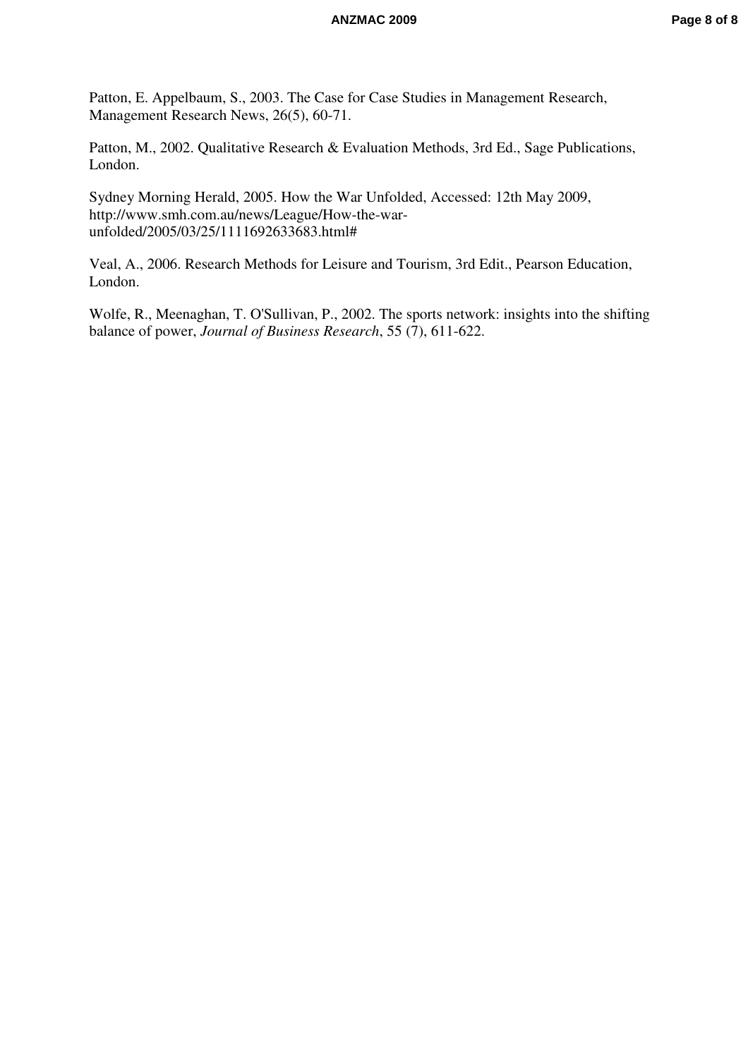Patton, E. Appelbaum, S., 2003. The Case for Case Studies in Management Research, Management Research News, 26(5), 60-71.

Patton, M., 2002. Qualitative Research & Evaluation Methods, 3rd Ed., Sage Publications, London.

Sydney Morning Herald, 2005. How the War Unfolded, Accessed: 12th May 2009, http://www.smh.com.au/news/League/How-the-war-unfolded/2005/03/25/1111692633683.html#

Veal, A., 2006. Research Methods for Leisure and Tourism, 3rd Edit., Pearson Education, London.

Wolfe, R., Meenaghan, T. O'Sullivan, P., 2002. The sports network: insights into the shifting balance of power, *Journal of Business Research*, 55 (7), 611-622.